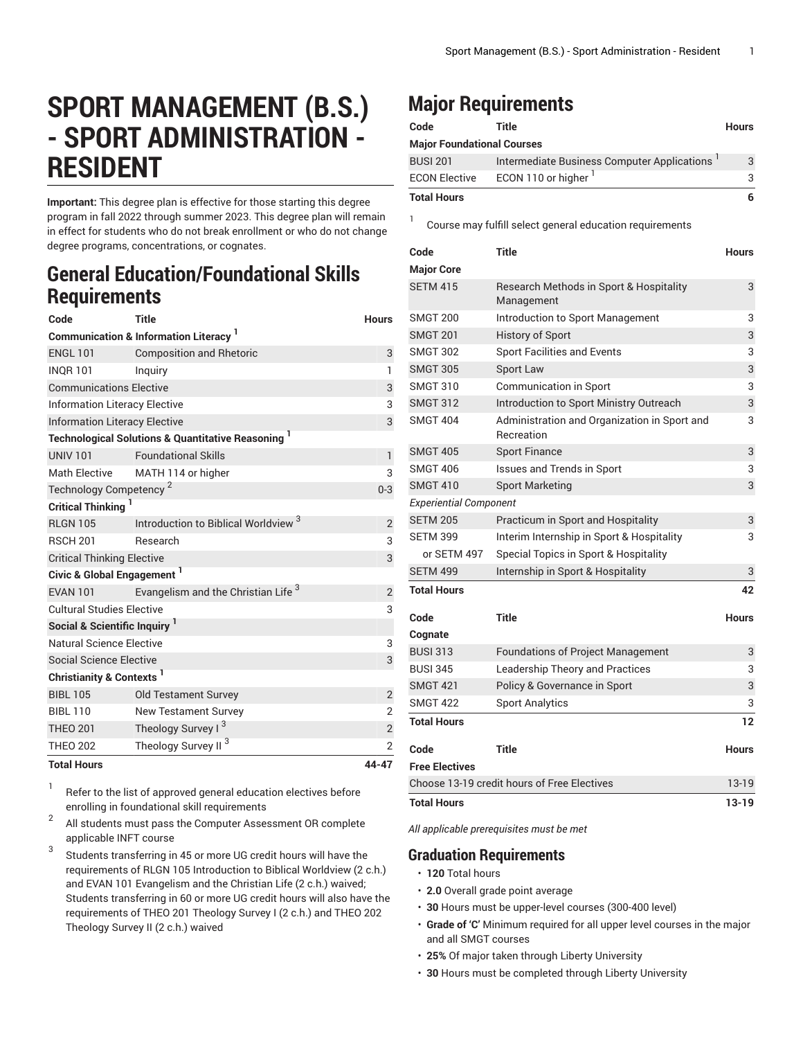# SPORT MANAGEMENT (B.S.) - SPORT ADMINISTRATION - RESIDENT

**Important:** This degree plan is effective for those starting this degree program in fall 2022 through summer 2023. This degree plan will remain in effect for students who do not break enrollment or who do not change degree programs, concentrations, or cognates.

## General Education/Foundational Skills Requirements

| Code | Title | Hours |
|---|---|---|
| **Communication & Information Literacy** [1] | | |
| ENGL 101 | Composition and Rhetoric | 3 |
| INQR 101 | Inquiry | 1 |
| Communications Elective | | 3 |
| Information Literacy Elective | | 3 |
| Information Literacy Elective | | 3 |
| **Technological Solutions & Quantitative Reasoning** [1] | | |
| UNIV 101 | Foundational Skills | 1 |
| Math Elective | MATH 114 or higher | 3 |
| Technology Competency [2] | | 0-3 |
| **Critical Thinking** [1] | | |
| RLGN 105 | Introduction to Biblical Worldview [3] | 2 |
| RSCH 201 | Research | 3 |
| Critical Thinking Elective | | 3 |
| **Civic & Global Engagement** [1] | | |
| EVAN 101 | Evangelism and the Christian Life [3] | 2 |
| Cultural Studies Elective | | 3 |
| **Social & Scientific Inquiry** [1] | | |
| Natural Science Elective | | 3 |
| Social Science Elective | | 3 |
| **Christianity & Contexts** [1] | | |
| BIBL 105 | Old Testament Survey | 2 |
| BIBL 110 | New Testament Survey | 2 |
| THEO 201 | Theology Survey I [3] | 2 |
| THEO 202 | Theology Survey II [3] | 2 |
| **Total Hours** | | **44-47** |

1. Refer to the list of approved general education electives before enrolling in foundational skill requirements
2. All students must pass the Computer Assessment OR complete applicable INFT course
3. Students transferring in 45 or more UG credit hours will have the requirements of RLGN 105 Introduction to Biblical Worldview (2 c.h.) and EVAN 101 Evangelism and the Christian Life (2 c.h.) waived; Students transferring in 60 or more UG credit hours will also have the requirements of THEO 201 Theology Survey I (2 c.h.) and THEO 202 Theology Survey II (2 c.h.) waived

## Major Requirements

| Code | Title | Hours |
|---|---|---|
| **Major Foundational Courses** | | |
| BUSI 201 | Intermediate Business Computer Applications [1] | 3 |
| ECON Elective | ECON 110 or higher [1] | 3 |
| **Total Hours** | | **6** |

1. Course may fulfill select general education requirements

| Code | Title | Hours |
|---|---|---|
| **Major Core** | | |
| SETM 415 | Research Methods in Sport & Hospitality Management | 3 |
| SMGT 200 | Introduction to Sport Management | 3 |
| SMGT 201 | History of Sport | 3 |
| SMGT 302 | Sport Facilities and Events | 3 |
| SMGT 305 | Sport Law | 3 |
| SMGT 310 | Communication in Sport | 3 |
| SMGT 312 | Introduction to Sport Ministry Outreach | 3 |
| SMGT 404 | Administration and Organization in Sport and Recreation | 3 |
| SMGT 405 | Sport Finance | 3 |
| SMGT 406 | Issues and Trends in Sport | 3 |
| SMGT 410 | Sport Marketing | 3 |
| *Experiential Component* | | |
| SETM 205 | Practicum in Sport and Hospitality | 3 |
| SETM 399 | Interim Internship in Sport & Hospitality | 3 |
| or SETM 497 | Special Topics in Sport & Hospitality | |
| SETM 499 | Internship in Sport & Hospitality | 3 |
| **Total Hours** | | **42** |

| Code | Title | Hours |
|---|---|---|
| **Cognate** | | |
| BUSI 313 | Foundations of Project Management | 3 |
| BUSI 345 | Leadership Theory and Practices | 3 |
| SMGT 421 | Policy & Governance in Sport | 3 |
| SMGT 422 | Sport Analytics | 3 |
| **Total Hours** | | **12** |

| Code | Title | Hours |
|---|---|---|
| **Free Electives** | | |
| Choose 13-19 credit hours of Free Electives | | 13-19 |
| **Total Hours** | | **13-19** |

*All applicable prerequisites must be met*

### Graduation Requirements

- **120** Total hours
- **2.0** Overall grade point average
- **30** Hours must be upper-level courses (300-400 level)
- **Grade of 'C'** Minimum required for all upper level courses in the major and all SMGT courses
- **25%** Of major taken through Liberty University
- **30** Hours must be completed through Liberty University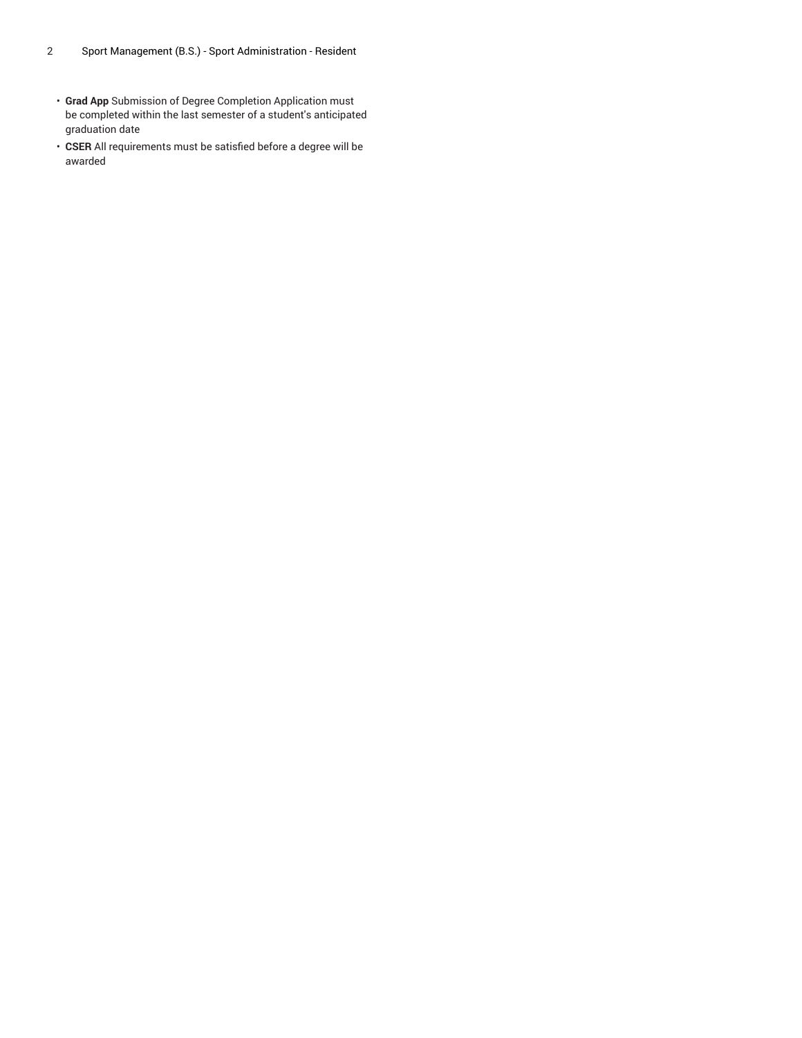- **Grad App** Submission of Degree Completion Application must be completed within the last semester of a student's anticipated graduation date
- **CSER** All requirements must be satisfied before a degree will be awarded